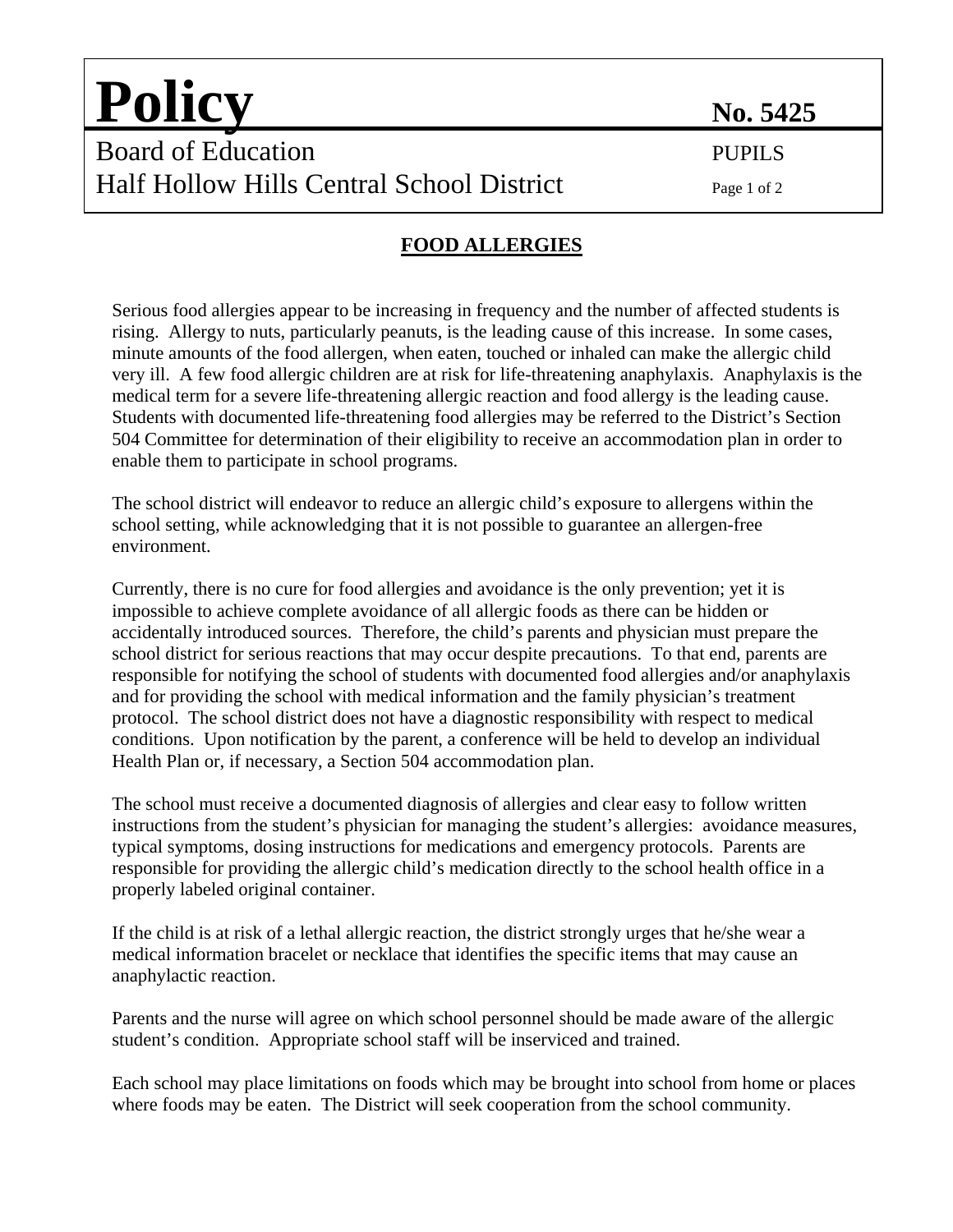# Policy

**No. 5425**

Board of Education — PUPILS

Half Hollow Hills Central School District

## FOOD ALLERGIES

Serious food allergies appear to be increasing in frequency and the number of affected students is rising. Allergy to nuts, particularly peanuts, is the leading cause of this increase. In some cases, minute amounts of the food allergen, when eaten, touched or inhaled can make the allergic child very ill. A few food allergic children are at risk for life-threatening anaphylaxis. Anaphylaxis is the medical term for a severe life-threatening allergic reaction and food allergy is the leading cause. Students with documented life-threatening food allergies may be referred to the District's Section 504 Committee for determination of their eligibility to receive an accommodation plan in order to enable them to participate in school programs.

The school district will endeavor to reduce an allergic child's exposure to allergens within the school setting, while acknowledging that it is not possible to guarantee an allergen-free environment.

Currently, there is no cure for food allergies and avoidance is the only prevention; yet it is impossible to achieve complete avoidance of all allergic foods as there can be hidden or accidentally introduced sources. Therefore, the child's parents and physician must prepare the school district for serious reactions that may occur despite precautions. To that end, parents are responsible for notifying the school of students with documented food allergies and/or anaphylaxis and for providing the school with medical information and the family physician's treatment protocol. The school district does not have a diagnostic responsibility with respect to medical conditions. Upon notification by the parent, a conference will be held to develop an individual Health Plan or, if necessary, a Section 504 accommodation plan.

The school must receive a documented diagnosis of allergies and clear easy to follow written instructions from the student's physician for managing the student's allergies: avoidance measures, typical symptoms, dosing instructions for medications and emergency protocols. Parents are responsible for providing the allergic child's medication directly to the school health office in a properly labeled original container.

If the child is at risk of a lethal allergic reaction, the district strongly urges that he/she wear a medical information bracelet or necklace that identifies the specific items that may cause an anaphylactic reaction.

Parents and the nurse will agree on which school personnel should be made aware of the allergic student's condition. Appropriate school staff will be inserviced and trained.

Each school may place limitations on foods which may be brought into school from home or places where foods may be eaten. The District will seek cooperation from the school community.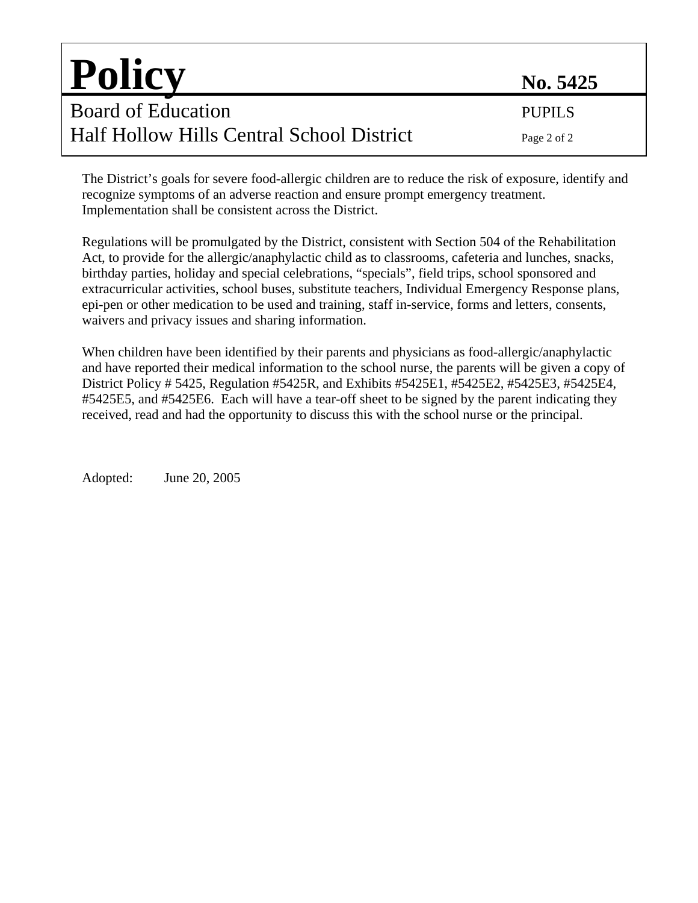The District's goals for severe food-allergic children are to reduce the risk of exposure, identify and recognize symptoms of an adverse reaction and ensure prompt emergency treatment. Implementation shall be consistent across the District.

Regulations will be promulgated by the District, consistent with Section 504 of the Rehabilitation Act, to provide for the allergic/anaphylactic child as to classrooms, cafeteria and lunches, snacks, birthday parties, holiday and special celebrations, "specials", field trips, school sponsored and extracurricular activities, school buses, substitute teachers, Individual Emergency Response plans, epi-pen or other medication to be used and training, staff in-service, forms and letters, consents, waivers and privacy issues and sharing information.

When children have been identified by their parents and physicians as food-allergic/anaphylactic and have reported their medical information to the school nurse, the parents will be given a copy of District Policy # 5425, Regulation #5425R, and Exhibits #5425E1, #5425E2, #5425E3, #5425E4, #5425E5, and #5425E6. Each will have a tear-off sheet to be signed by the parent indicating they received, read and had the opportunity to discuss this with the school nurse or the principal.

Adopted: June 20, 2005